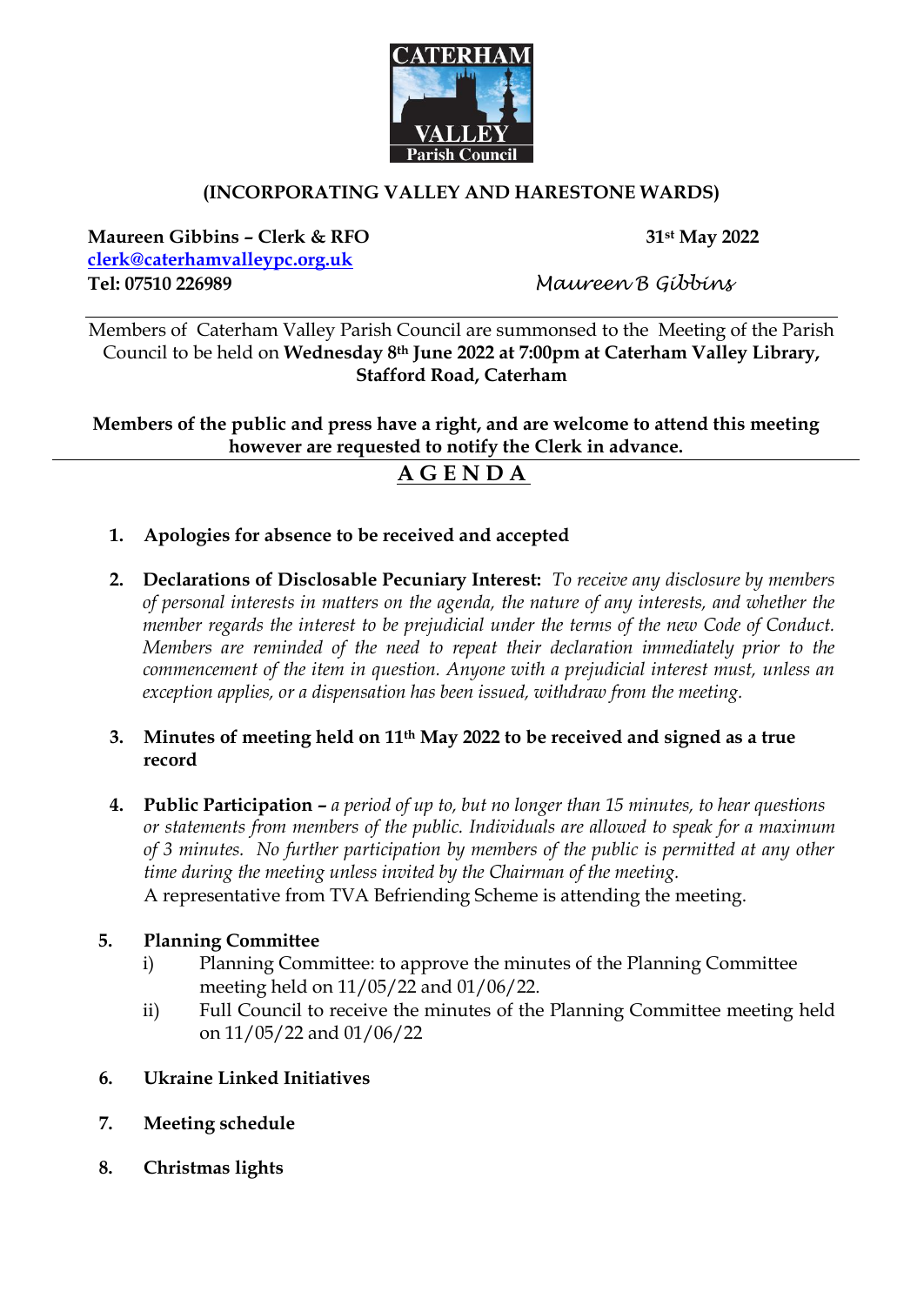**(INCORPORATING VALLEY AND HARESTONE WARDS)**

**Maureen Gibbins – Clerk & RFO** **31st May 2022**
**clerk@caterhamvalleypc.org.uk**
**Tel: 07510 226989** *Maureen B Gibbins*

Members of Caterham Valley Parish Council are summonsed to the Meeting of the Parish Council to be held on **Wednesday 8th June 2022 at 7:00pm at Caterham Valley Library, Stafford Road, Caterham**

**Members of the public and press have a right, and are welcome to attend this meeting however are requested to notify the Clerk in advance.**

## AGENDA

1. **Apologies for absence to be received and accepted**

2. **Declarations of Disclosable Pecuniary Interest:** *To receive any disclosure by members of personal interests in matters on the agenda, the nature of any interests, and whether the member regards the interest to be prejudicial under the terms of the new Code of Conduct. Members are reminded of the need to repeat their declaration immediately prior to the commencement of the item in question. Anyone with a prejudicial interest must, unless an exception applies, or a dispensation has been issued, withdraw from the meeting.*

3. **Minutes of meeting held on 11th May 2022 to be received and signed as a true record**

4. **Public Participation –** *a period of up to, but no longer than 15 minutes, to hear questions or statements from members of the public. Individuals are allowed to speak for a maximum of 3 minutes. No further participation by members of the public is permitted at any other time during the meeting unless invited by the Chairman of the meeting.*
   A representative from TVA Befriending Scheme is attending the meeting.

5. **Planning Committee**
   i) Planning Committee: to approve the minutes of the Planning Committee meeting held on 11/05/22 and 01/06/22.
   ii) Full Council to receive the minutes of the Planning Committee meeting held on 11/05/22 and 01/06/22

6. **Ukraine Linked Initiatives**

7. **Meeting schedule**

8. **Christmas lights**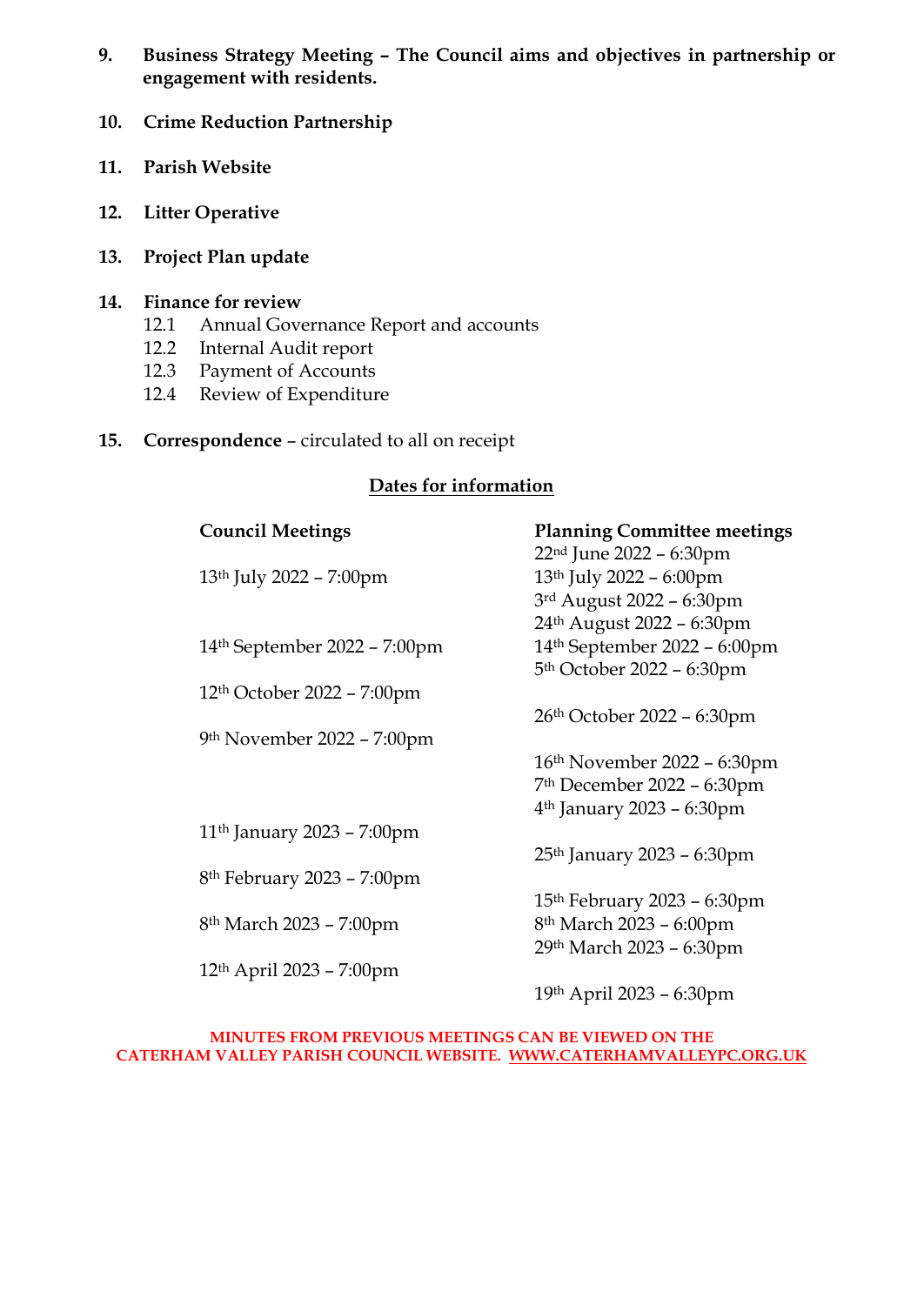9. **Business Strategy Meeting – The Council aims and objectives in partnership or engagement with residents.**

10. **Crime Reduction Partnership**

11. **Parish Website**

12. **Litter Operative**

13. **Project Plan update**

14. **Finance for review**
    - 12.1 Annual Governance Report and accounts
    - 12.2 Internal Audit report
    - 12.3 Payment of Accounts
    - 12.4 Review of Expenditure

15. **Correspondence** – circulated to all on receipt

## Dates for information

| **Council Meetings** | **Planning Committee meetings** |
|---|---|
| | 22nd June 2022 – 6:30pm |
| 13th July 2022 – 7:00pm | 13th July 2022 – 6:00pm |
| | 3rd August 2022 – 6:30pm |
| | 24th August 2022 – 6:30pm |
| 14th September 2022 – 7:00pm | 14th September 2022 – 6:00pm |
| | 5th October 2022 – 6:30pm |
| 12th October 2022 – 7:00pm | |
| | 26th October 2022 – 6:30pm |
| 9th November 2022 – 7:00pm | |
| | 16th November 2022 – 6:30pm |
| | 7th December 2022 – 6:30pm |
| | 4th January 2023 – 6:30pm |
| 11th January 2023 – 7:00pm | |
| | 25th January 2023 – 6:30pm |
| 8th February 2023 – 7:00pm | |
| | 15th February 2023 – 6:30pm |
| 8th March 2023 – 7:00pm | 8th March 2023 – 6:00pm |
| | 29th March 2023 – 6:30pm |
| 12th April 2023 – 7:00pm | |
| | 19th April 2023 – 6:30pm |

**MINUTES FROM PREVIOUS MEETINGS CAN BE VIEWED ON THE CATERHAM VALLEY PARISH COUNCIL WEBSITE. WWW.CATERHAMVALLEYPC.ORG.UK**